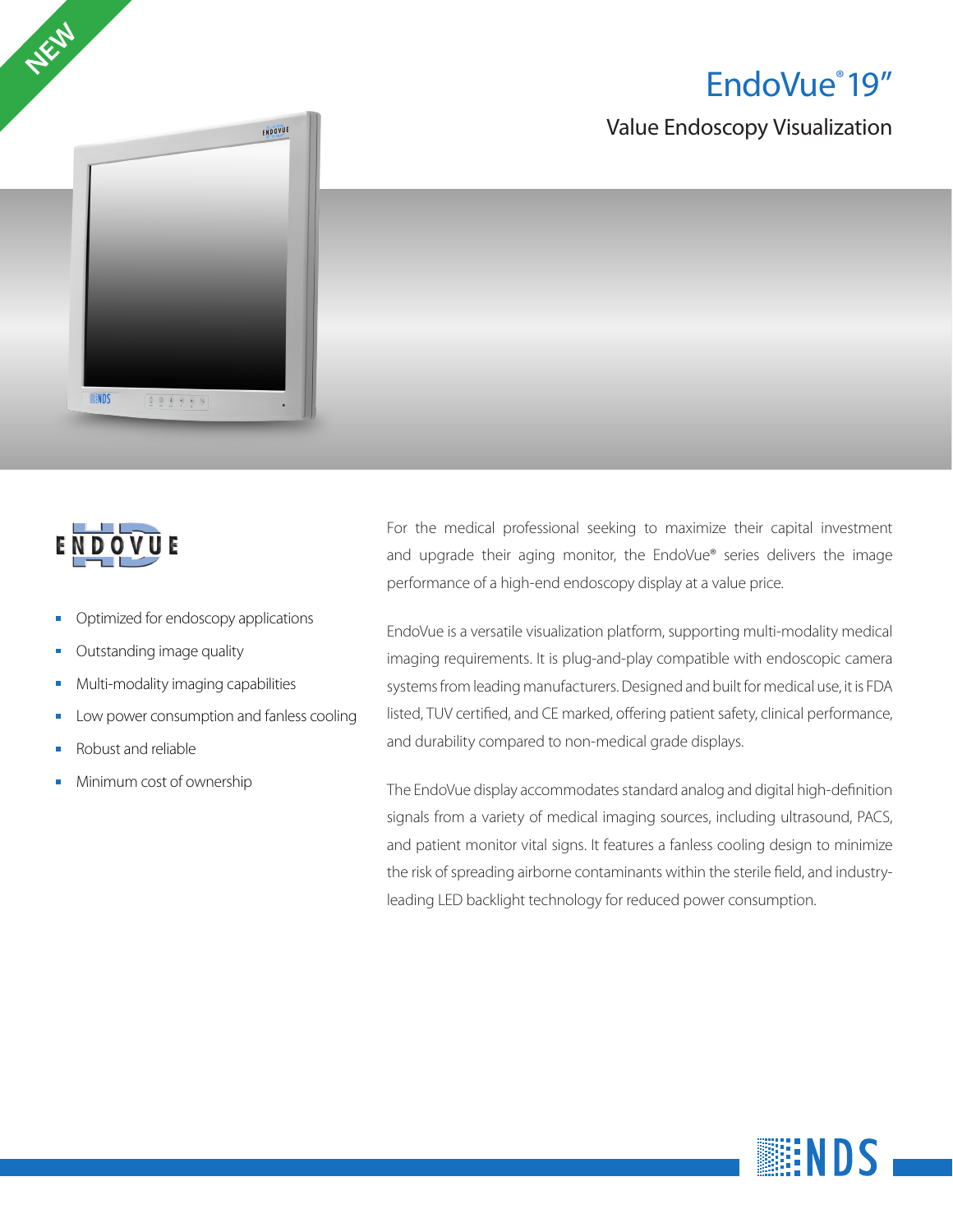NEW

# EndoVue® 19”

## Value Endoscopy Visualization

- Optimized for endoscopy applications
- Outstanding image quality
- Multi-modality imaging capabilities
- Low power consumption and fanless cooling
- Robust and reliable
- Minimum cost of ownership

For the medical professional seeking to maximize their capital investment and upgrade their aging monitor, the EndoVue® series delivers the image performance of a high-end endoscopy display at a value price.

EndoVue is a versatile visualization platform, supporting multi-modality medical imaging requirements. It is plug-and-play compatible with endoscopic camera systems from leading manufacturers. Designed and built for medical use, it is FDA listed, TUV certified, and CE marked, offering patient safety, clinical performance, and durability compared to non-medical grade displays.

The EndoVue display accommodates standard analog and digital high-definition signals from a variety of medical imaging sources, including ultrasound, PACS, and patient monitor vital signs. It features a fanless cooling design to minimize the risk of spreading airborne contaminants within the sterile field, and industry-leading LED backlight technology for reduced power consumption.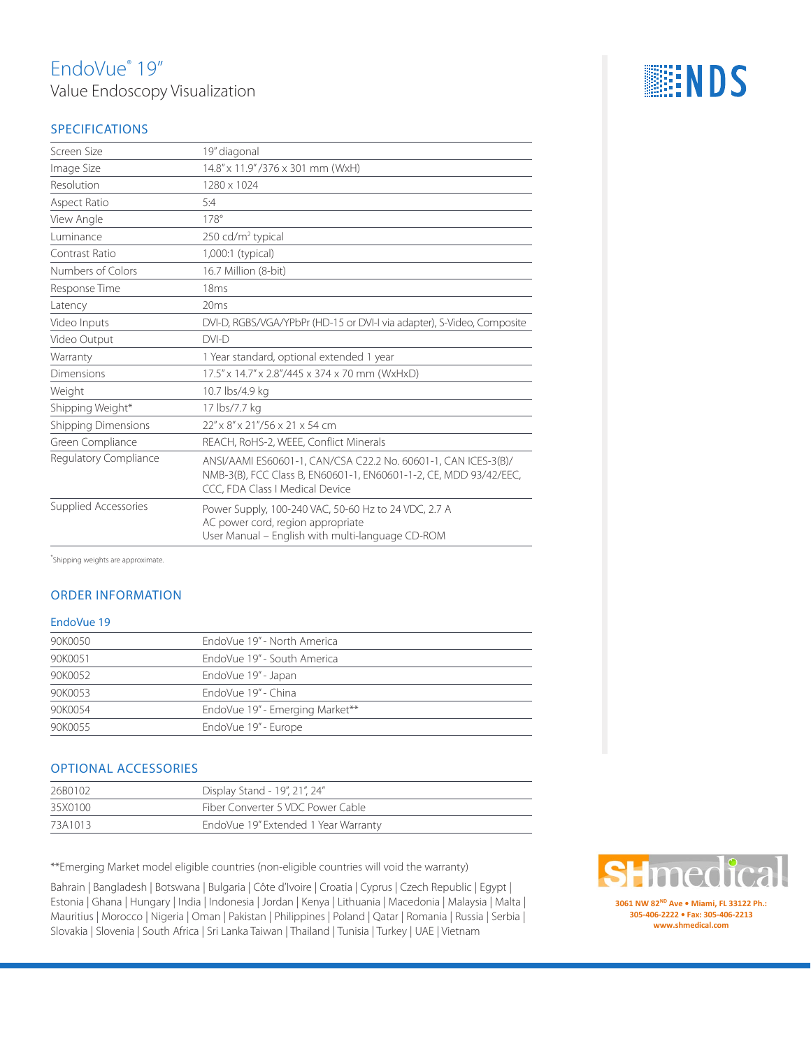# EndoVue® 19"

Value Endoscopy Visualization

NDS

## SPECIFICATIONS

| | |
|---|---|
| Screen Size | 19" diagonal |
| Image Size | 14.8" x 11.9" /376 x 301 mm (WxH) |
| Resolution | 1280 x 1024 |
| Aspect Ratio | 5:4 |
| View Angle | 178° |
| Luminance | 250 cd/m² typical |
| Contrast Ratio | 1,000:1 (typical) |
| Numbers of Colors | 16.7 Million (8-bit) |
| Response Time | 18ms |
| Latency | 20ms |
| Video Inputs | DVI-D, RGBS/VGA/YPbPr (HD-15 or DVI-I via adapter), S-Video, Composite |
| Video Output | DVI-D |
| Warranty | 1 Year standard, optional extended 1 year |
| Dimensions | 17.5" x 14.7" x 2.8"/445 x 374 x 70 mm (WxHxD) |
| Weight | 10.7 lbs/4.9 kg |
| Shipping Weight* | 17 lbs/7.7 kg |
| Shipping Dimensions | 22" x 8" x 21"/56 x 21 x 54 cm |
| Green Compliance | REACH, RoHS-2, WEEE, Conflict Minerals |
| Regulatory Compliance | ANSI/AAMI ES60601-1, CAN/CSA C22.2 No. 60601-1, CAN ICES-3(B)/ NMB-3(B), FCC Class B, EN60601-1, EN60601-1-2, CE, MDD 93/42/EEC, CCC, FDA Class I Medical Device |
| Supplied Accessories | Power Supply, 100-240 VAC, 50-60 Hz to 24 VDC, 2.7 A<br>AC power cord, region appropriate<br>User Manual – English with multi-language CD-ROM |

*Shipping weights are approximate.

## ORDER INFORMATION

### EndoVue 19

| | |
|---|---|
| 90K0050 | EndoVue 19" - North America |
| 90K0051 | EndoVue 19" - South America |
| 90K0052 | EndoVue 19" - Japan |
| 90K0053 | EndoVue 19" - China |
| 90K0054 | EndoVue 19" - Emerging Market** |
| 90K0055 | EndoVue 19" - Europe |

## OPTIONAL ACCESSORIES

| | |
|---|---|
| 26B0102 | Display Stand - 19", 21", 24" |
| 35X0100 | Fiber Converter 5 VDC Power Cable |
| 73A1013 | EndoVue 19" Extended 1 Year Warranty |

**Emerging Market model eligible countries (non-eligible countries will void the warranty)

Bahrain | Bangladesh | Botswana | Bulgaria | Côte d'Ivoire | Croatia | Cyprus | Czech Republic | Egypt | Estonia | Ghana | Hungary | India | Indonesia | Jordan | Kenya | Lithuania | Macedonia | Malaysia | Malta | Mauritius | Morocco | Nigeria | Oman | Pakistan | Philippines | Poland | Qatar | Romania | Russia | Serbia | Slovakia | Slovenia | South Africa | Sri Lanka Taiwan | Thailand | Tunisia | Turkey | UAE | Vietnam

SHmedical

3061 NW 82[ND] Ave • Miami, FL 33122 Ph.: 305-406-2222 • Fax: 305-406-2213
www.shmedical.com